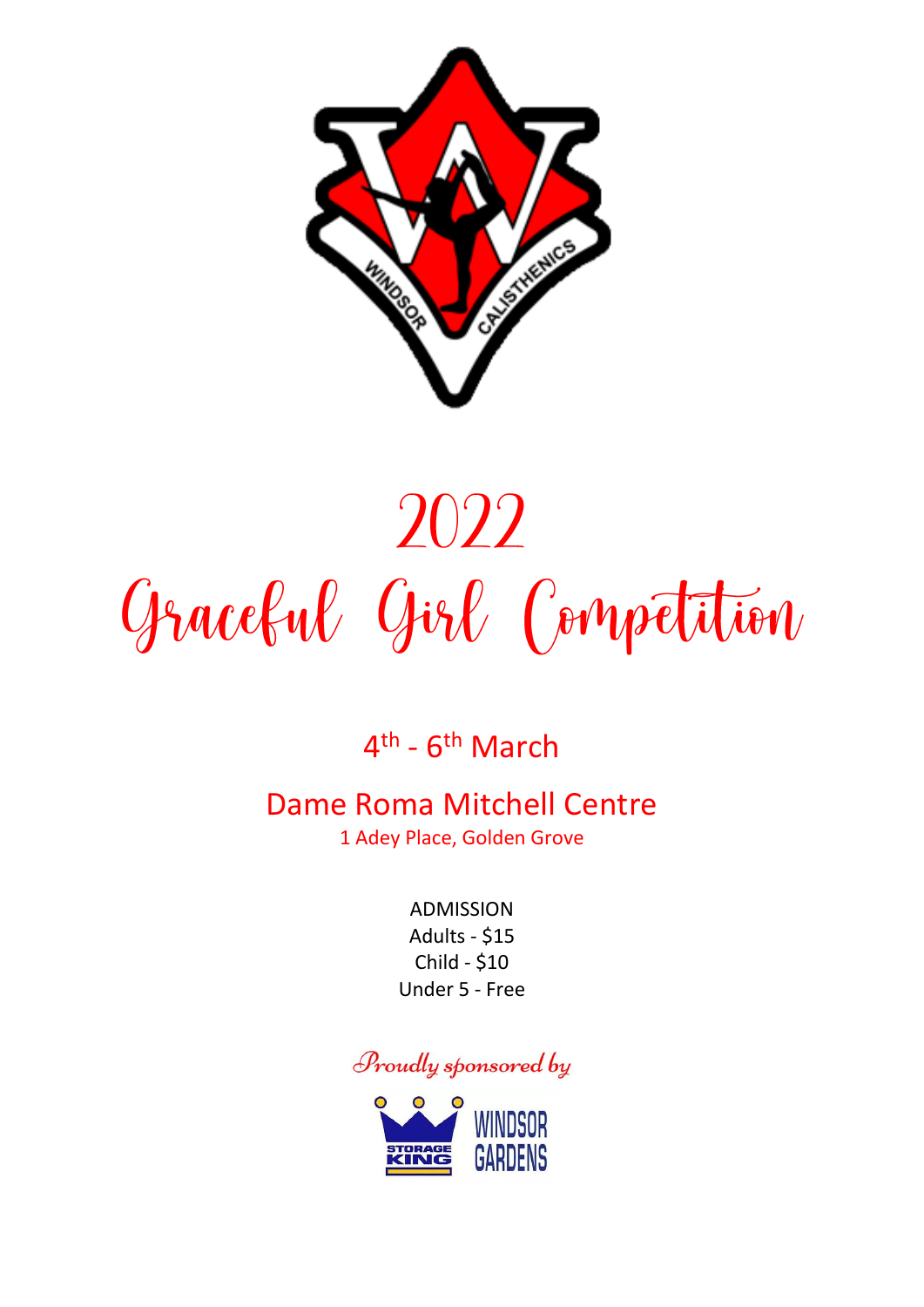# 2022

# Graceful Girl Competition

4th - 6th March

Dame Roma Mitchell Centre

1 Adey Place, Golden Grove

ADMISSION

Adults - $15

Child - $10

Under 5 - Free

*Proudly sponsored by*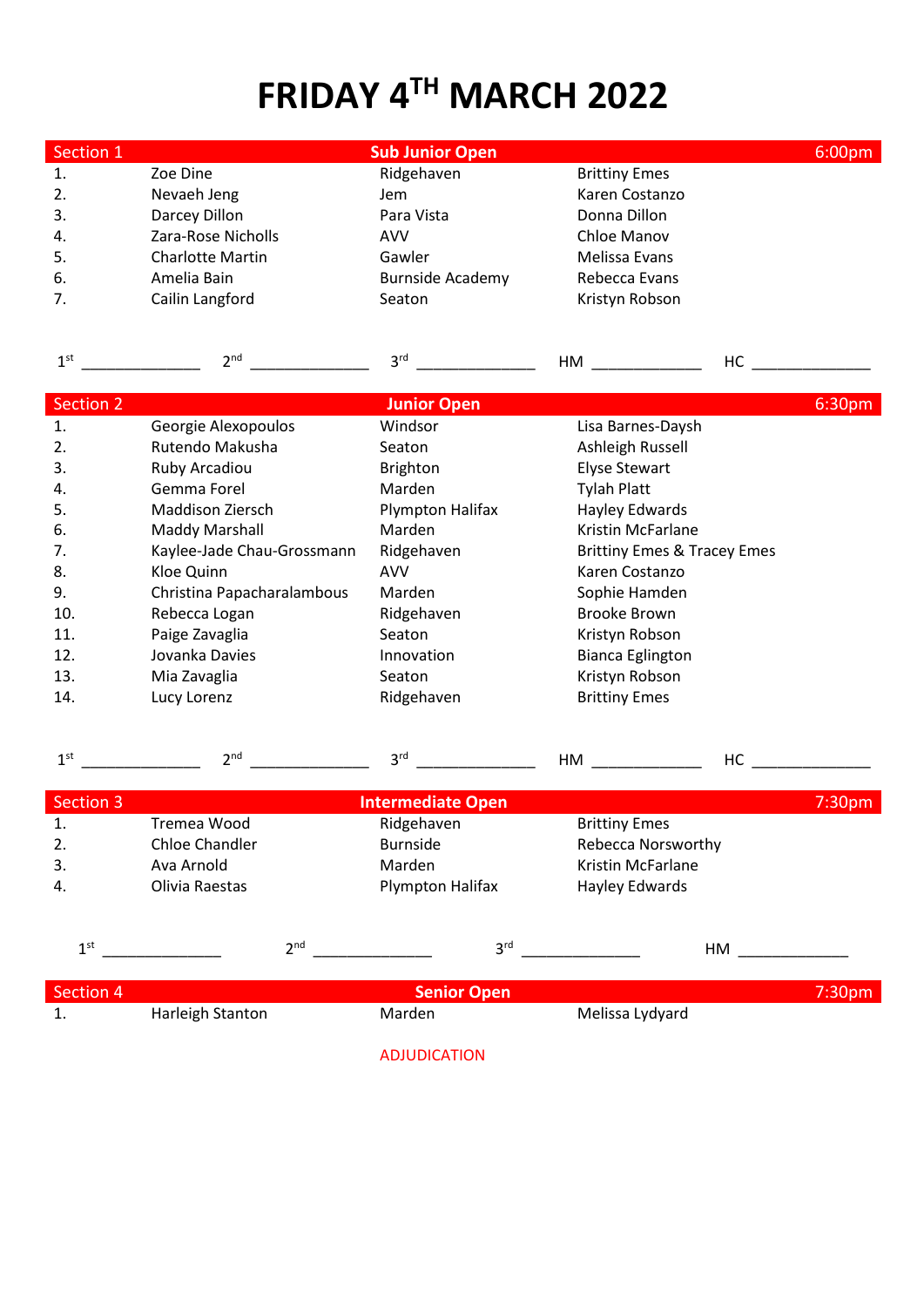# FRIDAY 4$^{TH}$ MARCH 2022

| Section 1 | | Sub Junior Open | | 6:00pm |
|---|---|---|---|---|
| 1. | Zoe Dine | Ridgehaven | Brittiny Emes | |
| 2. | Nevaeh Jeng | Jem | Karen Costanzo | |
| 3. | Darcey Dillon | Para Vista | Donna Dillon | |
| 4. | Zara-Rose Nicholls | AVV | Chloe Manov | |
| 5. | Charlotte Martin | Gawler | Melissa Evans | |
| 6. | Amelia Bain | Burnside Academy | Rebecca Evans | |
| 7. | Cailin Langford | Seaton | Kristyn Robson | |

1st ______________ 2nd ______________ 3rd ______________ HM _____________ HC ______________

| Section 2 | | Junior Open | | 6:30pm |
|---|---|---|---|---|
| 1. | Georgie Alexopoulos | Windsor | Lisa Barnes-Daysh | |
| 2. | Rutendo Makusha | Seaton | Ashleigh Russell | |
| 3. | Ruby Arcadiou | Brighton | Elyse Stewart | |
| 4. | Gemma Forel | Marden | Tylah Platt | |
| 5. | Maddison Ziersch | Plympton Halifax | Hayley Edwards | |
| 6. | Maddy Marshall | Marden | Kristin McFarlane | |
| 7. | Kaylee-Jade Chau-Grossmann | Ridgehaven | Brittiny Emes & Tracey Emes | |
| 8. | Kloe Quinn | AVV | Karen Costanzo | |
| 9. | Christina Papacharalambous | Marden | Sophie Hamden | |
| 10. | Rebecca Logan | Ridgehaven | Brooke Brown | |
| 11. | Paige Zavaglia | Seaton | Kristyn Robson | |
| 12. | Jovanka Davies | Innovation | Bianca Eglington | |
| 13. | Mia Zavaglia | Seaton | Kristyn Robson | |
| 14. | Lucy Lorenz | Ridgehaven | Brittiny Emes | |

1st ______________ 2nd ______________ 3rd ______________ HM _____________ HC ______________

| Section 3 | | Intermediate Open | | 7:30pm |
|---|---|---|---|---|
| 1. | Tremea Wood | Ridgehaven | Brittiny Emes | |
| 2. | Chloe Chandler | Burnside | Rebecca Norsworthy | |
| 3. | Ava Arnold | Marden | Kristin McFarlane | |
| 4. | Olivia Raestas | Plympton Halifax | Hayley Edwards | |

1st ______________ 2nd ______________ 3rd ______________ HM _____________

| Section 4 | | Senior Open | | 7:30pm |
|---|---|---|---|---|
| 1. | Harleigh Stanton | Marden | Melissa Lydyard | |

ADJUDICATION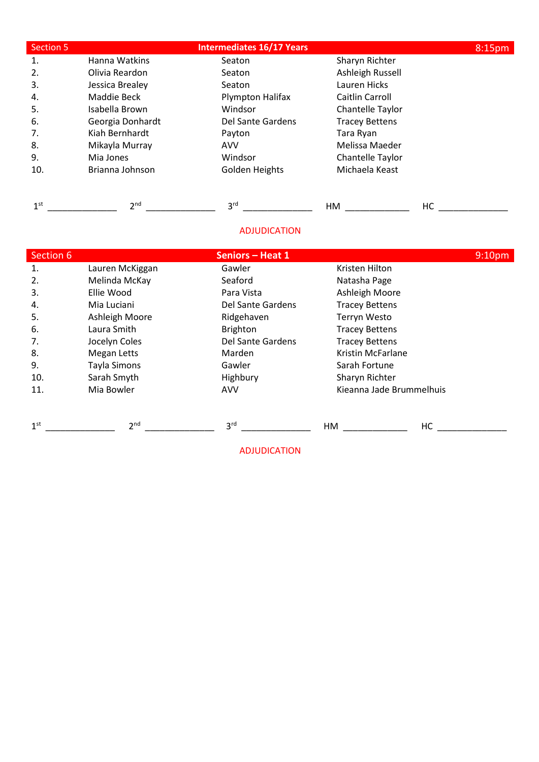| Section 5 | Intermediates 16/17 Years | | 8:15pm |
|---|---|---|---|
| 1. | Hanna Watkins | Seaton | Sharyn Richter |
| 2. | Olivia Reardon | Seaton | Ashleigh Russell |
| 3. | Jessica Brealey | Seaton | Lauren Hicks |
| 4. | Maddie Beck | Plympton Halifax | Caitlin Carroll |
| 5. | Isabella Brown | Windsor | Chantelle Taylor |
| 6. | Georgia Donhardt | Del Sante Gardens | Tracey Bettens |
| 7. | Kiah Bernhardt | Payton | Tara Ryan |
| 8. | Mikayla Murray | AVV | Melissa Maeder |
| 9. | Mia Jones | Windsor | Chantelle Taylor |
| 10. | Brianna Johnson | Golden Heights | Michaela Keast |

1st ______________ 2nd ______________ 3rd ______________ HM _____________ HC ______________

ADJUDICATION

| Section 6 | Seniors – Heat 1 | | 9:10pm |
|---|---|---|---|
| 1. | Lauren McKiggan | Gawler | Kristen Hilton |
| 2. | Melinda McKay | Seaford | Natasha Page |
| 3. | Ellie Wood | Para Vista | Ashleigh Moore |
| 4. | Mia Luciani | Del Sante Gardens | Tracey Bettens |
| 5. | Ashleigh Moore | Ridgehaven | Terryn Westo |
| 6. | Laura Smith | Brighton | Tracey Bettens |
| 7. | Jocelyn Coles | Del Sante Gardens | Tracey Bettens |
| 8. | Megan Letts | Marden | Kristin McFarlane |
| 9. | Tayla Simons | Gawler | Sarah Fortune |
| 10. | Sarah Smyth | Highbury | Sharyn Richter |
| 11. | Mia Bowler | AVV | Kieanna Jade Brummelhuis |

1st ______________ 2nd ______________ 3rd ______________ HM _____________ HC ______________

ADJUDICATION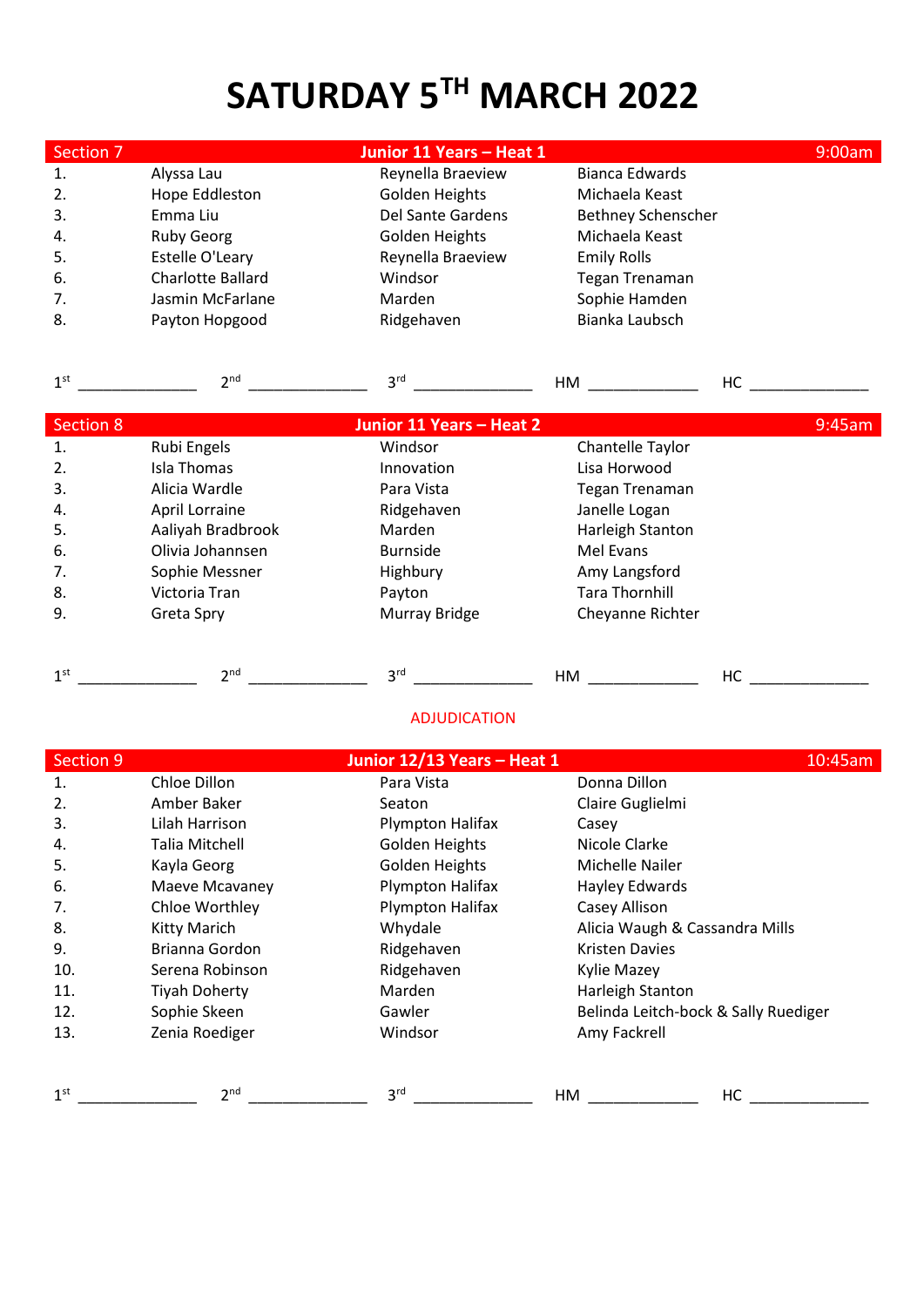# SATURDAY 5TH MARCH 2022

| Section 7 | Junior 11 Years – Heat 1 | | 9:00am |
|---|---|---|---|
| 1. | Alyssa Lau | Reynella Braeview | Bianca Edwards |
| 2. | Hope Eddleston | Golden Heights | Michaela Keast |
| 3. | Emma Liu | Del Sante Gardens | Bethney Schenscher |
| 4. | Ruby Georg | Golden Heights | Michaela Keast |
| 5. | Estelle O'Leary | Reynella Braeview | Emily Rolls |
| 6. | Charlotte Ballard | Windsor | Tegan Trenaman |
| 7. | Jasmin McFarlane | Marden | Sophie Hamden |
| 8. | Payton Hopgood | Ridgehaven | Bianka Laubsch |

1st ______________ 2nd ______________ 3rd ______________ HM _____________ HC ______________

| Section 8 | Junior 11 Years – Heat 2 | | 9:45am |
|---|---|---|---|
| 1. | Rubi Engels | Windsor | Chantelle Taylor |
| 2. | Isla Thomas | Innovation | Lisa Horwood |
| 3. | Alicia Wardle | Para Vista | Tegan Trenaman |
| 4. | April Lorraine | Ridgehaven | Janelle Logan |
| 5. | Aaliyah Bradbrook | Marden | Harleigh Stanton |
| 6. | Olivia Johannsen | Burnside | Mel Evans |
| 7. | Sophie Messner | Highbury | Amy Langsford |
| 8. | Victoria Tran | Payton | Tara Thornhill |
| 9. | Greta Spry | Murray Bridge | Cheyanne Richter |

1st ______________ 2nd ______________ 3rd ______________ HM _____________ HC ______________

ADJUDICATION

| Section 9 | Junior 12/13 Years – Heat 1 | | 10:45am |
|---|---|---|---|
| 1. | Chloe Dillon | Para Vista | Donna Dillon |
| 2. | Amber Baker | Seaton | Claire Guglielmi |
| 3. | Lilah Harrison | Plympton Halifax | Casey |
| 4. | Talia Mitchell | Golden Heights | Nicole Clarke |
| 5. | Kayla Georg | Golden Heights | Michelle Nailer |
| 6. | Maeve Mcavaney | Plympton Halifax | Hayley Edwards |
| 7. | Chloe Worthley | Plympton Halifax | Casey Allison |
| 8. | Kitty Marich | Whydale | Alicia Waugh & Cassandra Mills |
| 9. | Brianna Gordon | Ridgehaven | Kristen Davies |
| 10. | Serena Robinson | Ridgehaven | Kylie Mazey |
| 11. | Tiyah Doherty | Marden | Harleigh Stanton |
| 12. | Sophie Skeen | Gawler | Belinda Leitch-bock & Sally Ruediger |
| 13. | Zenia Roediger | Windsor | Amy Fackrell |

1st ______________ 2nd ______________ 3rd ______________ HM _____________ HC ______________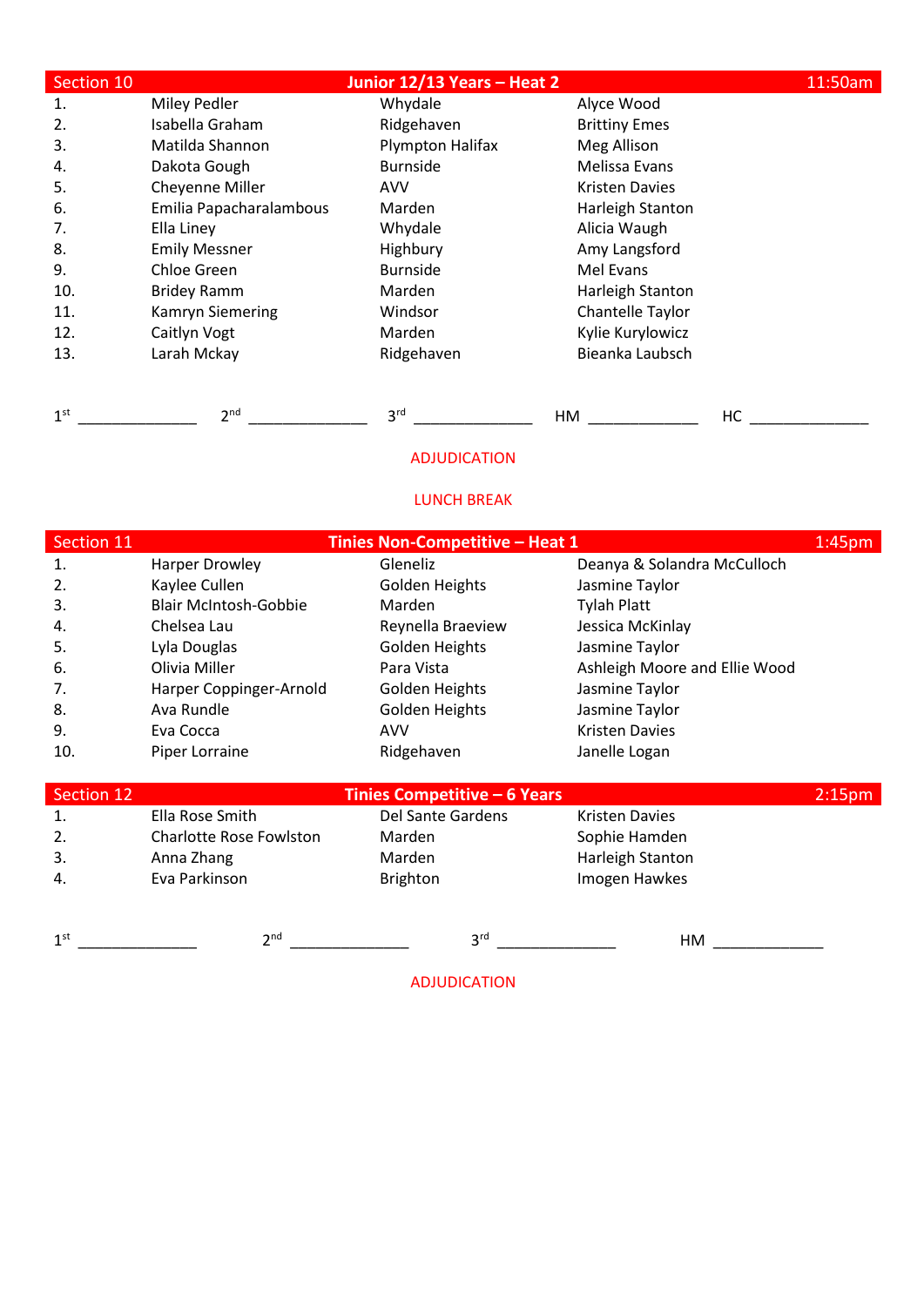| Section 10 | Junior 12/13 Years – Heat 2 | | 11:50am |
|---|---|---|---|
| 1. | Miley Pedler | Whydale | Alyce Wood |
| 2. | Isabella Graham | Ridgehaven | Brittiny Emes |
| 3. | Matilda Shannon | Plympton Halifax | Meg Allison |
| 4. | Dakota Gough | Burnside | Melissa Evans |
| 5. | Cheyenne Miller | AVV | Kristen Davies |
| 6. | Emilia Papacharalambous | Marden | Harleigh Stanton |
| 7. | Ella Liney | Whydale | Alicia Waugh |
| 8. | Emily Messner | Highbury | Amy Langsford |
| 9. | Chloe Green | Burnside | Mel Evans |
| 10. | Bridey Ramm | Marden | Harleigh Stanton |
| 11. | Kamryn Siemering | Windsor | Chantelle Taylor |
| 12. | Caitlyn Vogt | Marden | Kylie Kurylowicz |
| 13. | Larah Mckay | Ridgehaven | Bieanka Laubsch |

1st _____________ 2nd _____________ 3rd _____________ HM ____________ HC _____________

ADJUDICATION

LUNCH BREAK

| Section 11 | Tinies Non-Competitive – Heat 1 | | 1:45pm |
|---|---|---|---|
| 1. | Harper Drowley | Gleneliz | Deanya & Solandra McCulloch |
| 2. | Kaylee Cullen | Golden Heights | Jasmine Taylor |
| 3. | Blair McIntosh-Gobbie | Marden | Tylah Platt |
| 4. | Chelsea Lau | Reynella Braeview | Jessica McKinlay |
| 5. | Lyla Douglas | Golden Heights | Jasmine Taylor |
| 6. | Olivia Miller | Para Vista | Ashleigh Moore and Ellie Wood |
| 7. | Harper Coppinger-Arnold | Golden Heights | Jasmine Taylor |
| 8. | Ava Rundle | Golden Heights | Jasmine Taylor |
| 9. | Eva Cocca | AVV | Kristen Davies |
| 10. | Piper Lorraine | Ridgehaven | Janelle Logan |

| Section 12 | Tinies Competitive – 6 Years | | 2:15pm |
|---|---|---|---|
| 1. | Ella Rose Smith | Del Sante Gardens | Kristen Davies |
| 2. | Charlotte Rose Fowlston | Marden | Sophie Hamden |
| 3. | Anna Zhang | Marden | Harleigh Stanton |
| 4. | Eva Parkinson | Brighton | Imogen Hawkes |

1st _____________ 2nd _____________ 3rd _____________ HM ____________

ADJUDICATION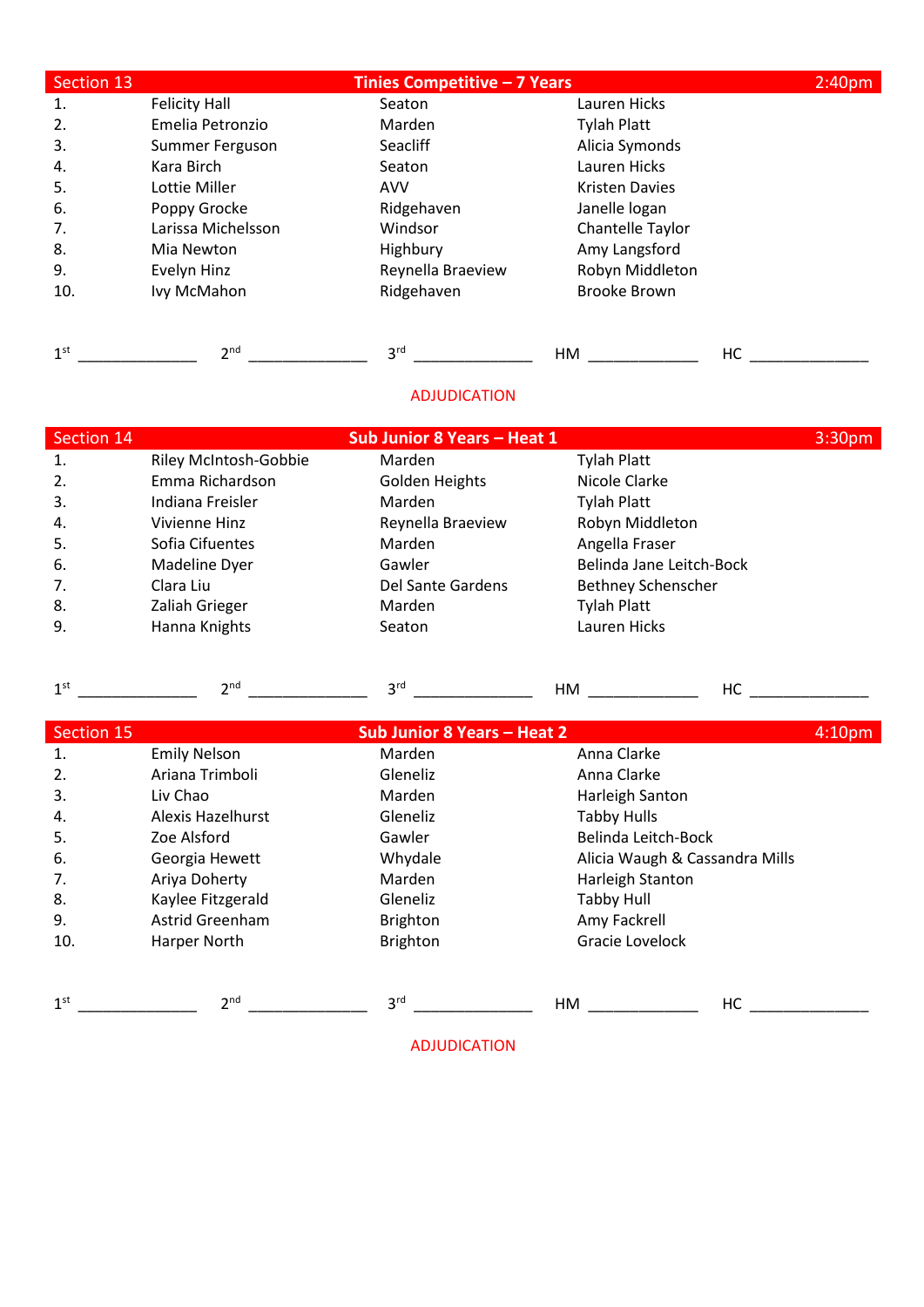| Section 13 | Tinies Competitive – 7 Years | | 2:40pm |
|---|---|---|---|
| 1. | Felicity Hall | Seaton | Lauren Hicks |
| 2. | Emelia Petronzio | Marden | Tylah Platt |
| 3. | Summer Ferguson | Seacliff | Alicia Symonds |
| 4. | Kara Birch | Seaton | Lauren Hicks |
| 5. | Lottie Miller | AVV | Kristen Davies |
| 6. | Poppy Grocke | Ridgehaven | Janelle logan |
| 7. | Larissa Michelsson | Windsor | Chantelle Taylor |
| 8. | Mia Newton | Highbury | Amy Langsford |
| 9. | Evelyn Hinz | Reynella Braeview | Robyn Middleton |
| 10. | Ivy McMahon | Ridgehaven | Brooke Brown |

1st ______________ 2nd ______________ 3rd ______________ HM ______________ HC ______________

ADJUDICATION

| Section 14 | Sub Junior 8 Years – Heat 1 | | 3:30pm |
|---|---|---|---|
| 1. | Riley McIntosh-Gobbie | Marden | Tylah Platt |
| 2. | Emma Richardson | Golden Heights | Nicole Clarke |
| 3. | Indiana Freisler | Marden | Tylah Platt |
| 4. | Vivienne Hinz | Reynella Braeview | Robyn Middleton |
| 5. | Sofia Cifuentes | Marden | Angella Fraser |
| 6. | Madeline Dyer | Gawler | Belinda Jane Leitch-Bock |
| 7. | Clara Liu | Del Sante Gardens | Bethney Schenscher |
| 8. | Zaliah Grieger | Marden | Tylah Platt |
| 9. | Hanna Knights | Seaton | Lauren Hicks |

1st ______________ 2nd ______________ 3rd ______________ HM ______________ HC ______________

| Section 15 | Sub Junior 8 Years – Heat 2 | | 4:10pm |
|---|---|---|---|
| 1. | Emily Nelson | Marden | Anna Clarke |
| 2. | Ariana Trimboli | Gleneliz | Anna Clarke |
| 3. | Liv Chao | Marden | Harleigh Santon |
| 4. | Alexis Hazelhurst | Gleneliz | Tabby Hulls |
| 5. | Zoe Alsford | Gawler | Belinda Leitch-Bock |
| 6. | Georgia Hewett | Whydale | Alicia Waugh & Cassandra Mills |
| 7. | Ariya Doherty | Marden | Harleigh Stanton |
| 8. | Kaylee Fitzgerald | Gleneliz | Tabby Hull |
| 9. | Astrid Greenham | Brighton | Amy Fackrell |
| 10. | Harper North | Brighton | Gracie Lovelock |

1st ______________ 2nd ______________ 3rd ______________ HM ______________ HC ______________

ADJUDICATION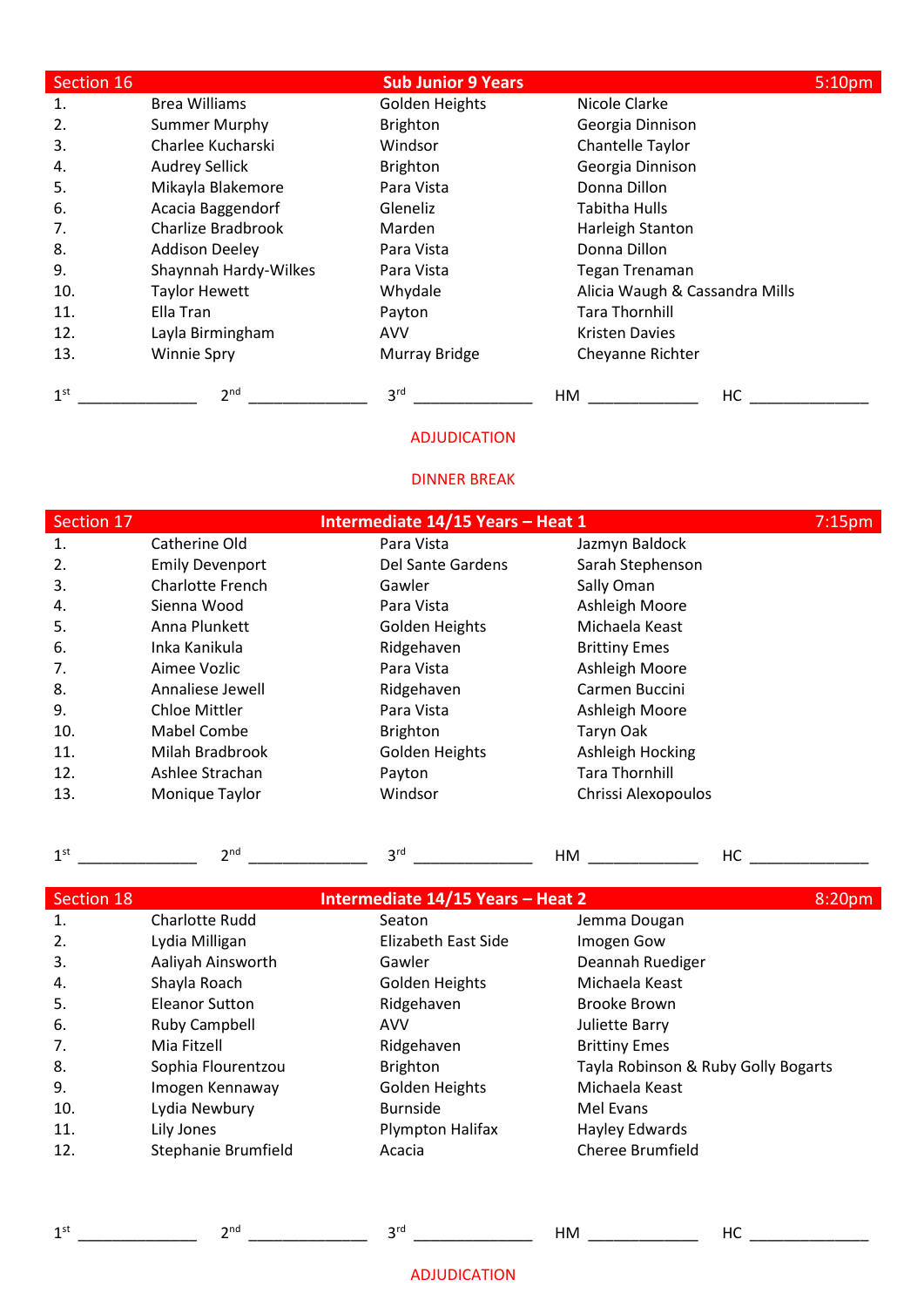| Section 16 | Sub Junior 9 Years | | 5:10pm |
|---|---|---|---|
| 1. | Brea Williams | Golden Heights | Nicole Clarke |
| 2. | Summer Murphy | Brighton | Georgia Dinnison |
| 3. | Charlee Kucharski | Windsor | Chantelle Taylor |
| 4. | Audrey Sellick | Brighton | Georgia Dinnison |
| 5. | Mikayla Blakemore | Para Vista | Donna Dillon |
| 6. | Acacia Baggendorf | Gleneliz | Tabitha Hulls |
| 7. | Charlize Bradbrook | Marden | Harleigh Stanton |
| 8. | Addison Deeley | Para Vista | Donna Dillon |
| 9. | Shaynnah Hardy-Wilkes | Para Vista | Tegan Trenaman |
| 10. | Taylor Hewett | Whydale | Alicia Waugh & Cassandra Mills |
| 11. | Ella Tran | Payton | Tara Thornhill |
| 12. | Layla Birmingham | AVV | Kristen Davies |
| 13. | Winnie Spry | Murray Bridge | Cheyanne Richter |

1st ______________ 2nd ______________ 3rd ______________ HM _____________ HC ______________

ADJUDICATION

DINNER BREAK

| Section 17 | Intermediate 14/15 Years – Heat 1 | | 7:15pm |
|---|---|---|---|
| 1. | Catherine Old | Para Vista | Jazmyn Baldock |
| 2. | Emily Devenport | Del Sante Gardens | Sarah Stephenson |
| 3. | Charlotte French | Gawler | Sally Oman |
| 4. | Sienna Wood | Para Vista | Ashleigh Moore |
| 5. | Anna Plunkett | Golden Heights | Michaela Keast |
| 6. | Inka Kanikula | Ridgehaven | Brittiny Emes |
| 7. | Aimee Vozlic | Para Vista | Ashleigh Moore |
| 8. | Annaliese Jewell | Ridgehaven | Carmen Buccini |
| 9. | Chloe Mittler | Para Vista | Ashleigh Moore |
| 10. | Mabel Combe | Brighton | Taryn Oak |
| 11. | Milah Bradbrook | Golden Heights | Ashleigh Hocking |
| 12. | Ashlee Strachan | Payton | Tara Thornhill |
| 13. | Monique Taylor | Windsor | Chrissi Alexopoulos |

1st ______________ 2nd ______________ 3rd ______________ HM _____________ HC ______________

| Section 18 | Intermediate 14/15 Years – Heat 2 | | 8:20pm |
|---|---|---|---|
| 1. | Charlotte Rudd | Seaton | Jemma Dougan |
| 2. | Lydia Milligan | Elizabeth East Side | Imogen Gow |
| 3. | Aaliyah Ainsworth | Gawler | Deannah Ruediger |
| 4. | Shayla Roach | Golden Heights | Michaela Keast |
| 5. | Eleanor Sutton | Ridgehaven | Brooke Brown |
| 6. | Ruby Campbell | AVV | Juliette Barry |
| 7. | Mia Fitzell | Ridgehaven | Brittiny Emes |
| 8. | Sophia Flourentzou | Brighton | Tayla Robinson & Ruby Golly Bogarts |
| 9. | Imogen Kennaway | Golden Heights | Michaela Keast |
| 10. | Lydia Newbury | Burnside | Mel Evans |
| 11. | Lily Jones | Plympton Halifax | Hayley Edwards |
| 12. | Stephanie Brumfield | Acacia | Cheree Brumfield |

1st ______________ 2nd ______________ 3rd ______________ HM _____________ HC ______________

ADJUDICATION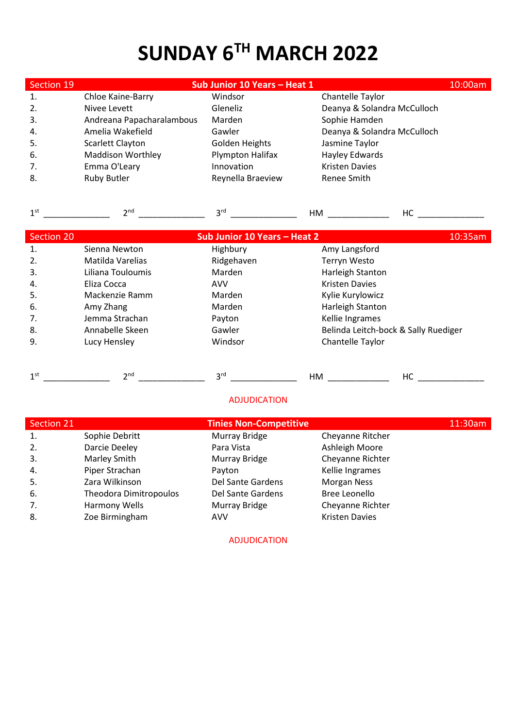# SUNDAY 6TH MARCH 2022

| Section 19 | Sub Junior 10 Years – Heat 1 | | 10:00am |
|---|---|---|---|
| 1. | Chloe Kaine-Barry | Windsor | Chantelle Taylor |
| 2. | Nivee Levett | Gleneliz | Deanya & Solandra McCulloch |
| 3. | Andreana Papacharalambous | Marden | Sophie Hamden |
| 4. | Amelia Wakefield | Gawler | Deanya & Solandra McCulloch |
| 5. | Scarlett Clayton | Golden Heights | Jasmine Taylor |
| 6. | Maddison Worthley | Plympton Halifax | Hayley Edwards |
| 7. | Emma O'Leary | Innovation | Kristen Davies |
| 8. | Ruby Butler | Reynella Braeview | Renee Smith |

1st _____________ 2nd _____________ 3rd _____________ HM _____________ HC _____________

| Section 20 | Sub Junior 10 Years – Heat 2 | | 10:35am |
|---|---|---|---|
| 1. | Sienna Newton | Highbury | Amy Langsford |
| 2. | Matilda Varelias | Ridgehaven | Terryn Westo |
| 3. | Liliana Touloumis | Marden | Harleigh Stanton |
| 4. | Eliza Cocca | AVV | Kristen Davies |
| 5. | Mackenzie Ramm | Marden | Kylie Kurylowicz |
| 6. | Amy Zhang | Marden | Harleigh Stanton |
| 7. | Jemma Strachan | Payton | Kellie Ingrames |
| 8. | Annabelle Skeen | Gawler | Belinda Leitch-bock & Sally Ruediger |
| 9. | Lucy Hensley | Windsor | Chantelle Taylor |

1st _____________ 2nd _____________ 3rd _____________ HM _____________ HC _____________

ADJUDICATION

| Section 21 | Tinies Non-Competitive | | 11:30am |
|---|---|---|---|
| 1. | Sophie Debritt | Murray Bridge | Cheyanne Ritcher |
| 2. | Darcie Deeley | Para Vista | Ashleigh Moore |
| 3. | Marley Smith | Murray Bridge | Cheyanne Richter |
| 4. | Piper Strachan | Payton | Kellie Ingrames |
| 5. | Zara Wilkinson | Del Sante Gardens | Morgan Ness |
| 6. | Theodora Dimitropoulos | Del Sante Gardens | Bree Leonello |
| 7. | Harmony Wells | Murray Bridge | Cheyanne Richter |
| 8. | Zoe Birmingham | AVV | Kristen Davies |

ADJUDICATION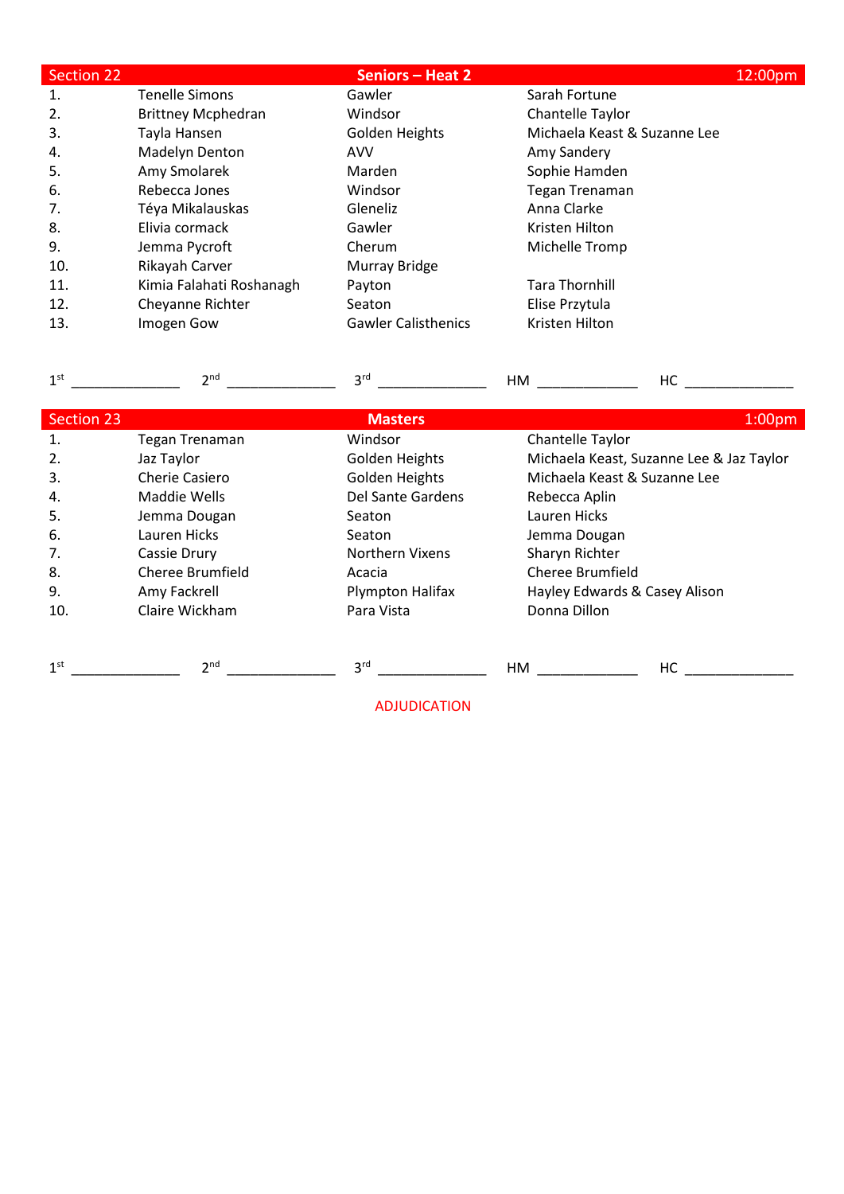| Section 22 | | Seniors – Heat 2 | 12:00pm |
|---|---|---|---|
| 1. | Tenelle Simons | Gawler | Sarah Fortune |
| 2. | Brittney Mcphedran | Windsor | Chantelle Taylor |
| 3. | Tayla Hansen | Golden Heights | Michaela Keast & Suzanne Lee |
| 4. | Madelyn Denton | AVV | Amy Sandery |
| 5. | Amy Smolarek | Marden | Sophie Hamden |
| 6. | Rebecca Jones | Windsor | Tegan Trenaman |
| 7. | Téya Mikalauskas | Gleneliz | Anna Clarke |
| 8. | Elivia cormack | Gawler | Kristen Hilton |
| 9. | Jemma Pycroft | Cherum | Michelle Tromp |
| 10. | Rikayah Carver | Murray Bridge | |
| 11. | Kimia Falahati Roshanagh | Payton | Tara Thornhill |
| 12. | Cheyanne Richter | Seaton | Elise Przytula |
| 13. | Imogen Gow | Gawler Calisthenics | Kristen Hilton |

1st _____________ 2nd _____________ 3rd _____________ HM _____________ HC _____________

| Section 23 | | Masters | 1:00pm |
|---|---|---|---|
| 1. | Tegan Trenaman | Windsor | Chantelle Taylor |
| 2. | Jaz Taylor | Golden Heights | Michaela Keast, Suzanne Lee & Jaz Taylor |
| 3. | Cherie Casiero | Golden Heights | Michaela Keast & Suzanne Lee |
| 4. | Maddie Wells | Del Sante Gardens | Rebecca Aplin |
| 5. | Jemma Dougan | Seaton | Lauren Hicks |
| 6. | Lauren Hicks | Seaton | Jemma Dougan |
| 7. | Cassie Drury | Northern Vixens | Sharyn Richter |
| 8. | Cheree Brumfield | Acacia | Cheree Brumfield |
| 9. | Amy Fackrell | Plympton Halifax | Hayley Edwards & Casey Alison |
| 10. | Claire Wickham | Para Vista | Donna Dillon |

1st _____________ 2nd _____________ 3rd _____________ HM _____________ HC _____________

ADJUDICATION